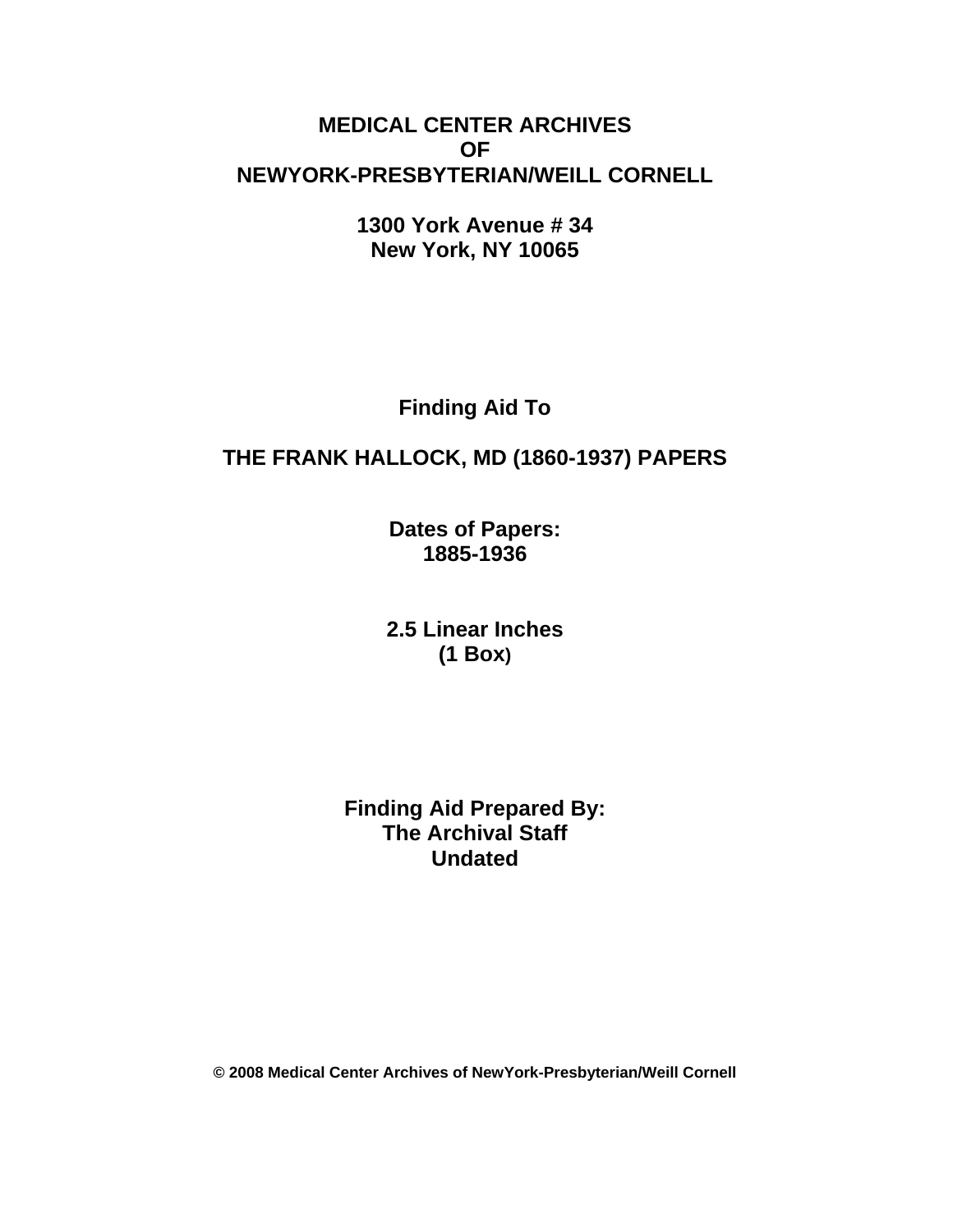# MEDICAL CENTER ARCHIVES OF NEWYORK-PRESBYTERIAN/WEILL CORNELL

**1300 York Avenue # 34**
**New York, NY 10065**

## Finding Aid To

## THE FRANK HALLOCK, MD (1860-1937) PAPERS

**Dates of Papers:**
**1885-1936**

**2.5 Linear Inches**
**(1 Box)**

**Finding Aid Prepared By:**
**The Archival Staff**
**Undated**

**© 2008 Medical Center Archives of NewYork-Presbyterian/Weill Cornell**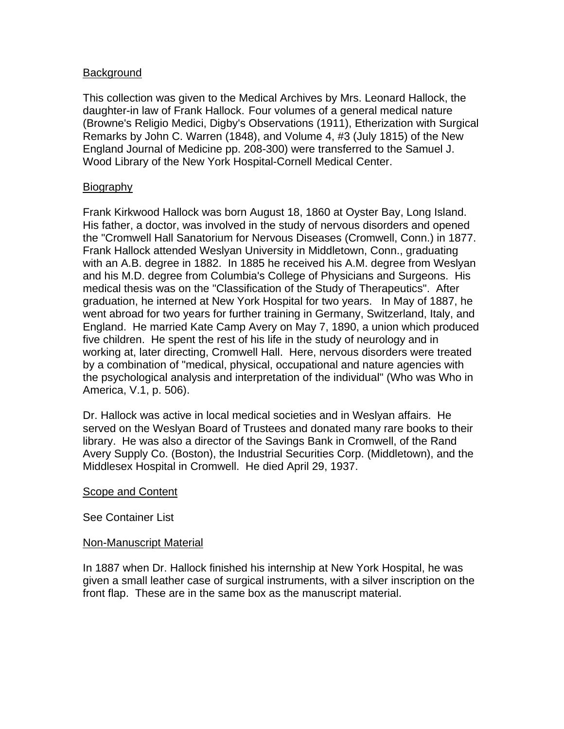## Background

This collection was given to the Medical Archives by Mrs. Leonard Hallock, the daughter-in law of Frank Hallock. Four volumes of a general medical nature (Browne's Religio Medici, Digby's Observations (1911), Etherization with Surgical Remarks by John C. Warren (1848), and Volume 4, #3 (July 1815) of the New England Journal of Medicine pp. 208-300) were transferred to the Samuel J. Wood Library of the New York Hospital-Cornell Medical Center.

## Biography

Frank Kirkwood Hallock was born August 18, 1860 at Oyster Bay, Long Island. His father, a doctor, was involved in the study of nervous disorders and opened the "Cromwell Hall Sanatorium for Nervous Diseases (Cromwell, Conn.) in 1877. Frank Hallock attended Weslyan University in Middletown, Conn., graduating with an A.B. degree in 1882. In 1885 he received his A.M. degree from Weslyan and his M.D. degree from Columbia's College of Physicians and Surgeons. His medical thesis was on the "Classification of the Study of Therapeutics". After graduation, he interned at New York Hospital for two years. In May of 1887, he went abroad for two years for further training in Germany, Switzerland, Italy, and England. He married Kate Camp Avery on May 7, 1890, a union which produced five children. He spent the rest of his life in the study of neurology and in working at, later directing, Cromwell Hall. Here, nervous disorders were treated by a combination of "medical, physical, occupational and nature agencies with the psychological analysis and interpretation of the individual" (Who was Who in America, V.1, p. 506).

Dr. Hallock was active in local medical societies and in Weslyan affairs. He served on the Weslyan Board of Trustees and donated many rare books to their library. He was also a director of the Savings Bank in Cromwell, of the Rand Avery Supply Co. (Boston), the Industrial Securities Corp. (Middletown), and the Middlesex Hospital in Cromwell. He died April 29, 1937.

## Scope and Content

See Container List

## Non-Manuscript Material

In 1887 when Dr. Hallock finished his internship at New York Hospital, he was given a small leather case of surgical instruments, with a silver inscription on the front flap. These are in the same box as the manuscript material.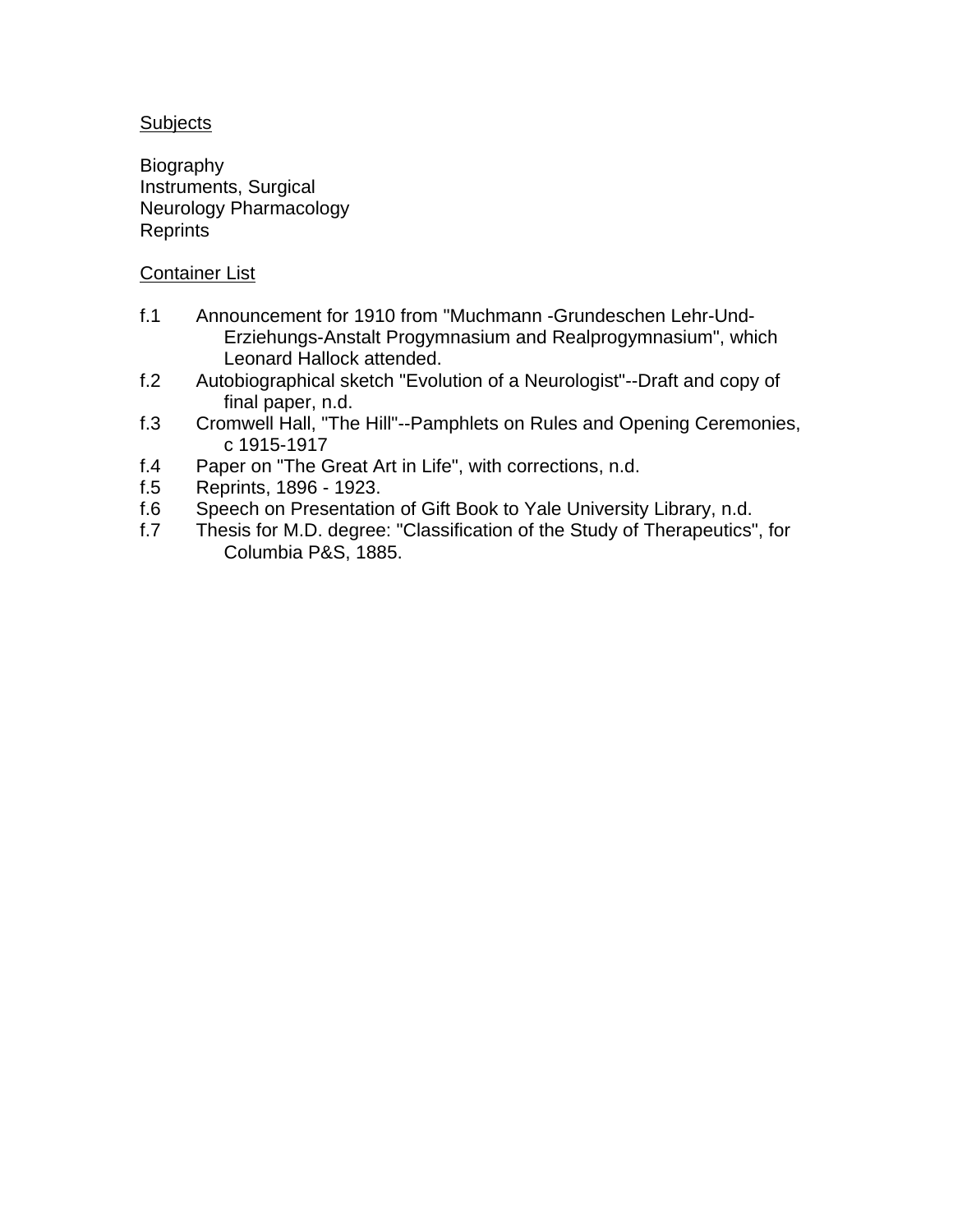Subjects

Biography
Instruments, Surgical
Neurology Pharmacology
Reprints

Container List

- f.1 Announcement for 1910 from "Muchmann -Grundeschen Lehr-Und-Erziehungs-Anstalt Progymnasium and Realprogymnasium", which Leonard Hallock attended.
- f.2 Autobiographical sketch "Evolution of a Neurologist"--Draft and copy of final paper, n.d.
- f.3 Cromwell Hall, "The Hill"--Pamphlets on Rules and Opening Ceremonies, c 1915-1917
- f.4 Paper on "The Great Art in Life", with corrections, n.d.
- f.5 Reprints, 1896 - 1923.
- f.6 Speech on Presentation of Gift Book to Yale University Library, n.d.
- f.7 Thesis for M.D. degree: "Classification of the Study of Therapeutics", for Columbia P&S, 1885.